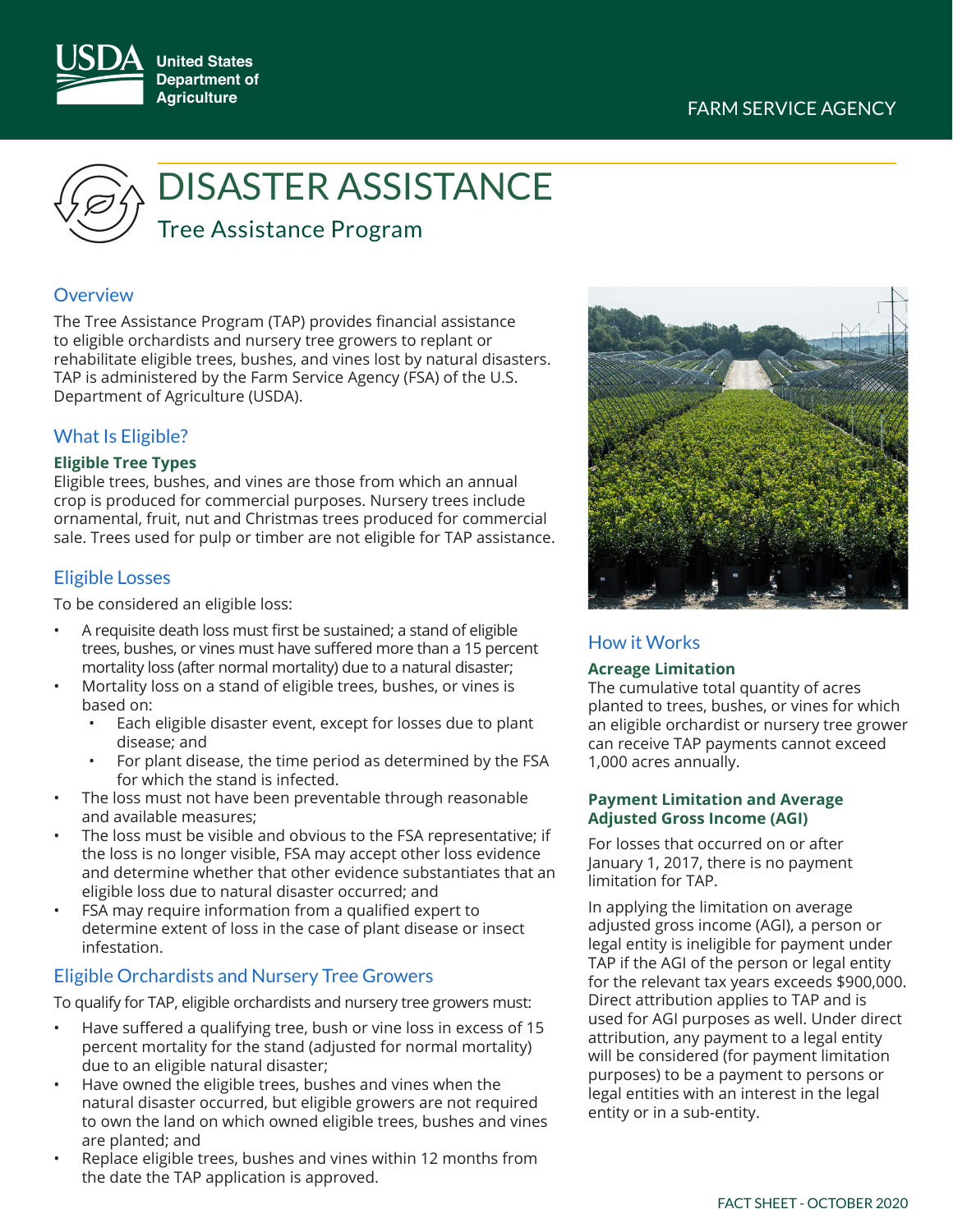United States Department of Agriculture

FARM SERVICE AGENCY

# DISASTER ASSISTANCE

## Tree Assistance Program

### Overview

The Tree Assistance Program (TAP) provides financial assistance to eligible orchardists and nursery tree growers to replant or rehabilitate eligible trees, bushes, and vines lost by natural disasters. TAP is administered by the Farm Service Agency (FSA) of the U.S. Department of Agriculture (USDA).

### What Is Eligible?

**Eligible Tree Types**

Eligible trees, bushes, and vines are those from which an annual crop is produced for commercial purposes. Nursery trees include ornamental, fruit, nut and Christmas trees produced for commercial sale. Trees used for pulp or timber are not eligible for TAP assistance.

### Eligible Losses

To be considered an eligible loss:

- A requisite death loss must first be sustained; a stand of eligible trees, bushes, or vines must have suffered more than a 15 percent mortality loss (after normal mortality) due to a natural disaster;
- Mortality loss on a stand of eligible trees, bushes, or vines is based on:
  - Each eligible disaster event, except for losses due to plant disease; and
  - For plant disease, the time period as determined by the FSA for which the stand is infected.
- The loss must not have been preventable through reasonable and available measures;
- The loss must be visible and obvious to the FSA representative; if the loss is no longer visible, FSA may accept other loss evidence and determine whether that other evidence substantiates that an eligible loss due to natural disaster occurred; and
- FSA may require information from a qualified expert to determine extent of loss in the case of plant disease or insect infestation.

### Eligible Orchardists and Nursery Tree Growers

To qualify for TAP, eligible orchardists and nursery tree growers must:

- Have suffered a qualifying tree, bush or vine loss in excess of 15 percent mortality for the stand (adjusted for normal mortality) due to an eligible natural disaster;
- Have owned the eligible trees, bushes and vines when the natural disaster occurred, but eligible growers are not required to own the land on which owned eligible trees, bushes and vines are planted; and
- Replace eligible trees, bushes and vines within 12 months from the date the TAP application is approved.

### How it Works

**Acreage Limitation**

The cumulative total quantity of acres planted to trees, bushes, or vines for which an eligible orchardist or nursery tree grower can receive TAP payments cannot exceed 1,000 acres annually.

**Payment Limitation and Average Adjusted Gross Income (AGI)**

For losses that occurred on or after January 1, 2017, there is no payment limitation for TAP.

In applying the limitation on average adjusted gross income (AGI), a person or legal entity is ineligible for payment under TAP if the AGI of the person or legal entity for the relevant tax years exceeds $900,000. Direct attribution applies to TAP and is used for AGI purposes as well. Under direct attribution, any payment to a legal entity will be considered (for payment limitation purposes) to be a payment to persons or legal entities with an interest in the legal entity or in a sub-entity.

FACT SHEET - OCTOBER 2020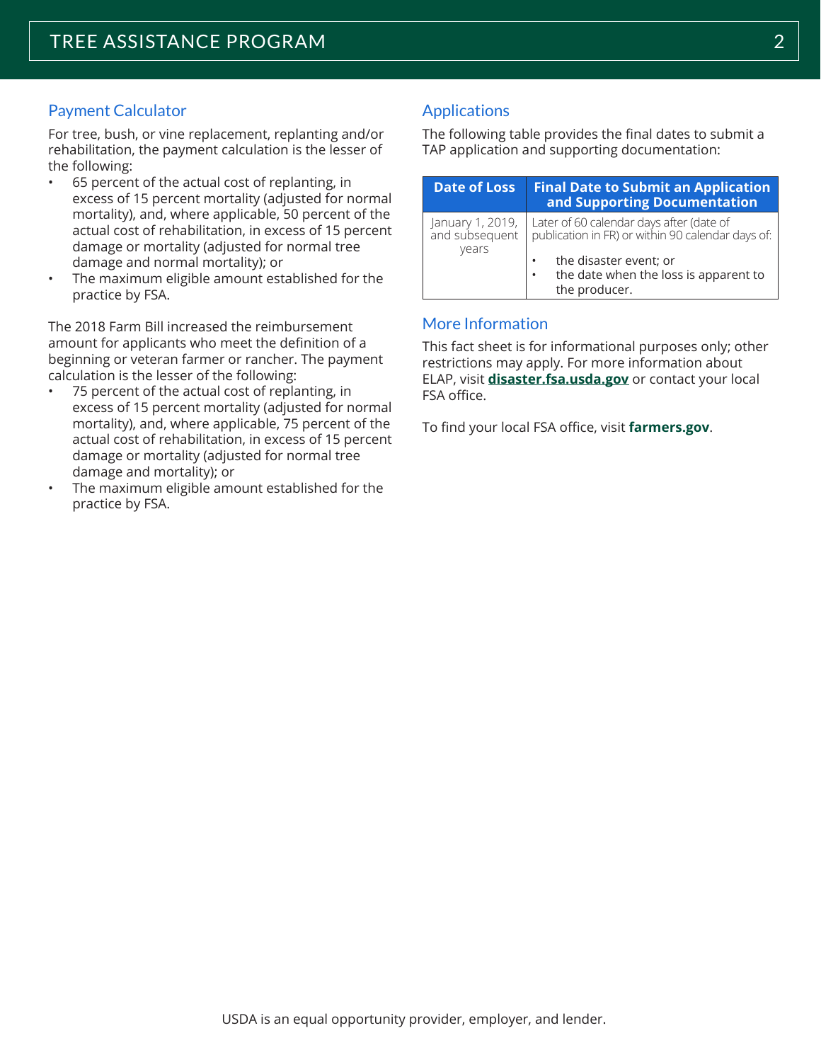## Payment Calculator

For tree, bush, or vine replacement, replanting and/or rehabilitation, the payment calculation is the lesser of the following:

- 65 percent of the actual cost of replanting, in excess of 15 percent mortality (adjusted for normal mortality), and, where applicable, 50 percent of the actual cost of rehabilitation, in excess of 15 percent damage or mortality (adjusted for normal tree damage and normal mortality); or
- The maximum eligible amount established for the practice by FSA.

The 2018 Farm Bill increased the reimbursement amount for applicants who meet the definition of a beginning or veteran farmer or rancher. The payment calculation is the lesser of the following:

- 75 percent of the actual cost of replanting, in excess of 15 percent mortality (adjusted for normal mortality), and, where applicable, 75 percent of the actual cost of rehabilitation, in excess of 15 percent damage or mortality (adjusted for normal tree damage and mortality); or
- The maximum eligible amount established for the practice by FSA.

## Applications

The following table provides the final dates to submit a TAP application and supporting documentation:

| Date of Loss | Final Date to Submit an Application and Supporting Documentation |
|---|---|
| January 1, 2019, and subsequent years | Later of 60 calendar days after (date of publication in FR) or within 90 calendar days of: • the disaster event; or • the date when the loss is apparent to the producer. |

## More Information

This fact sheet is for informational purposes only; other restrictions may apply. For more information about ELAP, visit **disaster.fsa.usda.gov** or contact your local FSA office.

To find your local FSA office, visit **farmers.gov**.

USDA is an equal opportunity provider, employer, and lender.